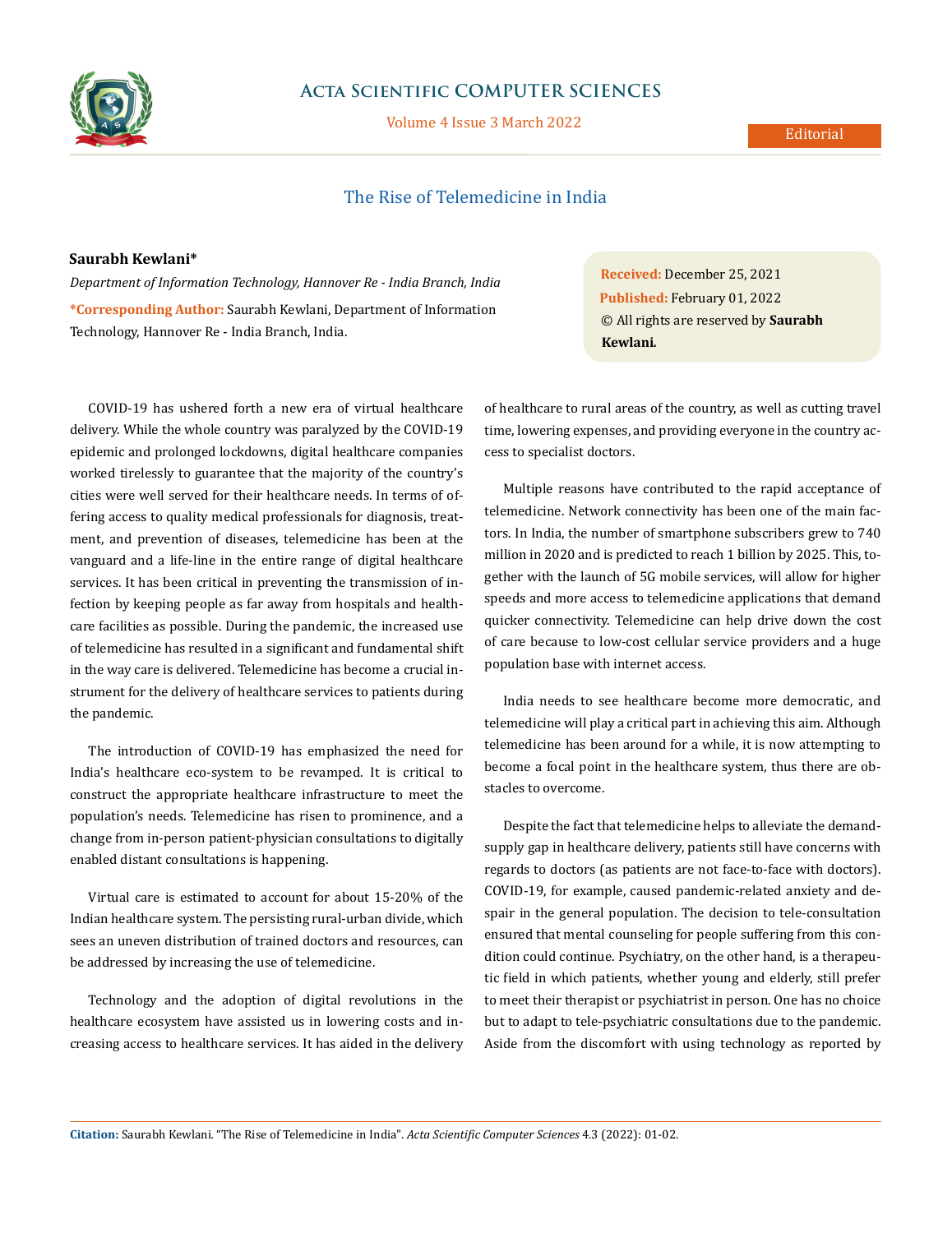# The Rise of Telemedicine in India

**Saurabh Kewlani***

*Department of Information Technology, Hannover Re - India Branch, India*

***Corresponding Author:** Saurabh Kewlani, Department of Information Technology, Hannover Re - India Branch, India.

**Received:** December 25, 2021
**Published:** February 01, 2022
© All rights are reserved by **Saurabh Kewlani.**

COVID-19 has ushered forth a new era of virtual healthcare delivery. While the whole country was paralyzed by the COVID-19 epidemic and prolonged lockdowns, digital healthcare companies worked tirelessly to guarantee that the majority of the country's cities were well served for their healthcare needs. In terms of offering access to quality medical professionals for diagnosis, treatment, and prevention of diseases, telemedicine has been at the vanguard and a life-line in the entire range of digital healthcare services. It has been critical in preventing the transmission of infection by keeping people as far away from hospitals and healthcare facilities as possible. During the pandemic, the increased use of telemedicine has resulted in a significant and fundamental shift in the way care is delivered. Telemedicine has become a crucial instrument for the delivery of healthcare services to patients during the pandemic.

The introduction of COVID-19 has emphasized the need for India's healthcare eco-system to be revamped. It is critical to construct the appropriate healthcare infrastructure to meet the population's needs. Telemedicine has risen to prominence, and a change from in-person patient-physician consultations to digitally enabled distant consultations is happening.

Virtual care is estimated to account for about 15-20% of the Indian healthcare system. The persisting rural-urban divide, which sees an uneven distribution of trained doctors and resources, can be addressed by increasing the use of telemedicine.

Technology and the adoption of digital revolutions in the healthcare ecosystem have assisted us in lowering costs and increasing access to healthcare services. It has aided in the delivery of healthcare to rural areas of the country, as well as cutting travel time, lowering expenses, and providing everyone in the country access to specialist doctors.

Multiple reasons have contributed to the rapid acceptance of telemedicine. Network connectivity has been one of the main factors. In India, the number of smartphone subscribers grew to 740 million in 2020 and is predicted to reach 1 billion by 2025. This, together with the launch of 5G mobile services, will allow for higher speeds and more access to telemedicine applications that demand quicker connectivity. Telemedicine can help drive down the cost of care because to low-cost cellular service providers and a huge population base with internet access.

India needs to see healthcare become more democratic, and telemedicine will play a critical part in achieving this aim. Although telemedicine has been around for a while, it is now attempting to become a focal point in the healthcare system, thus there are obstacles to overcome.

Despite the fact that telemedicine helps to alleviate the demand-supply gap in healthcare delivery, patients still have concerns with regards to doctors (as patients are not face-to-face with doctors). COVID-19, for example, caused pandemic-related anxiety and despair in the general population. The decision to tele-consultation ensured that mental counseling for people suffering from this condition could continue. Psychiatry, on the other hand, is a therapeutic field in which patients, whether young and elderly, still prefer to meet their therapist or psychiatrist in person. One has no choice but to adapt to tele-psychiatric consultations due to the pandemic. Aside from the discomfort with using technology as reported by

**Citation:** Saurabh Kewlani. "The Rise of Telemedicine in India". *Acta Scientific Computer Sciences* 4.3 (2022): 01-02.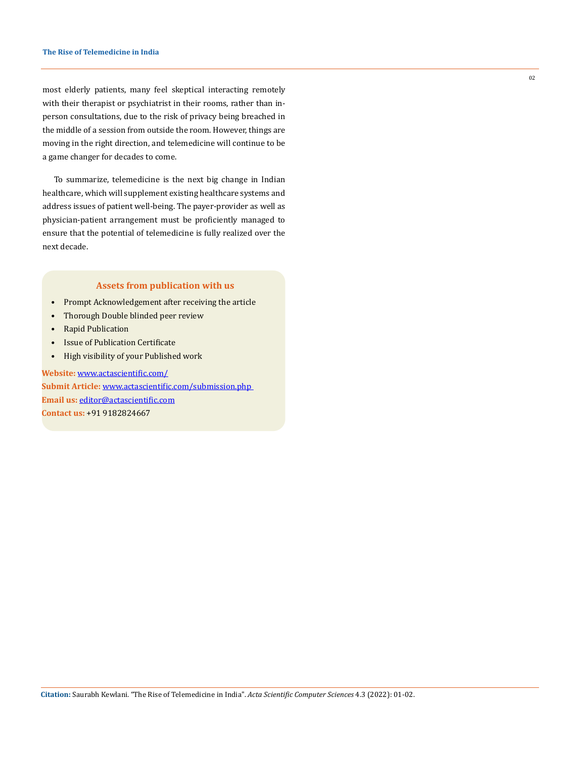most elderly patients, many feel skeptical interacting remotely with their therapist or psychiatrist in their rooms, rather than in-person consultations, due to the risk of privacy being breached in the middle of a session from outside the room. However, things are moving in the right direction, and telemedicine will continue to be a game changer for decades to come.

To summarize, telemedicine is the next big change in Indian healthcare, which will supplement existing healthcare systems and address issues of patient well-being. The payer-provider as well as physician-patient arrangement must be proficiently managed to ensure that the potential of telemedicine is fully realized over the next decade.

**Assets from publication with us**

- Prompt Acknowledgement after receiving the article
- Thorough Double blinded peer review
- Rapid Publication
- Issue of Publication Certificate
- High visibility of your Published work

**Website:** www.actascientific.com/
**Submit Article:** www.actascientific.com/submission.php
**Email us:** editor@actascientific.com
**Contact us:** +91 9182824667

**Citation:** Saurabh Kewlani. "The Rise of Telemedicine in India". *Acta Scientific Computer Sciences* 4.3 (2022): 01-02.